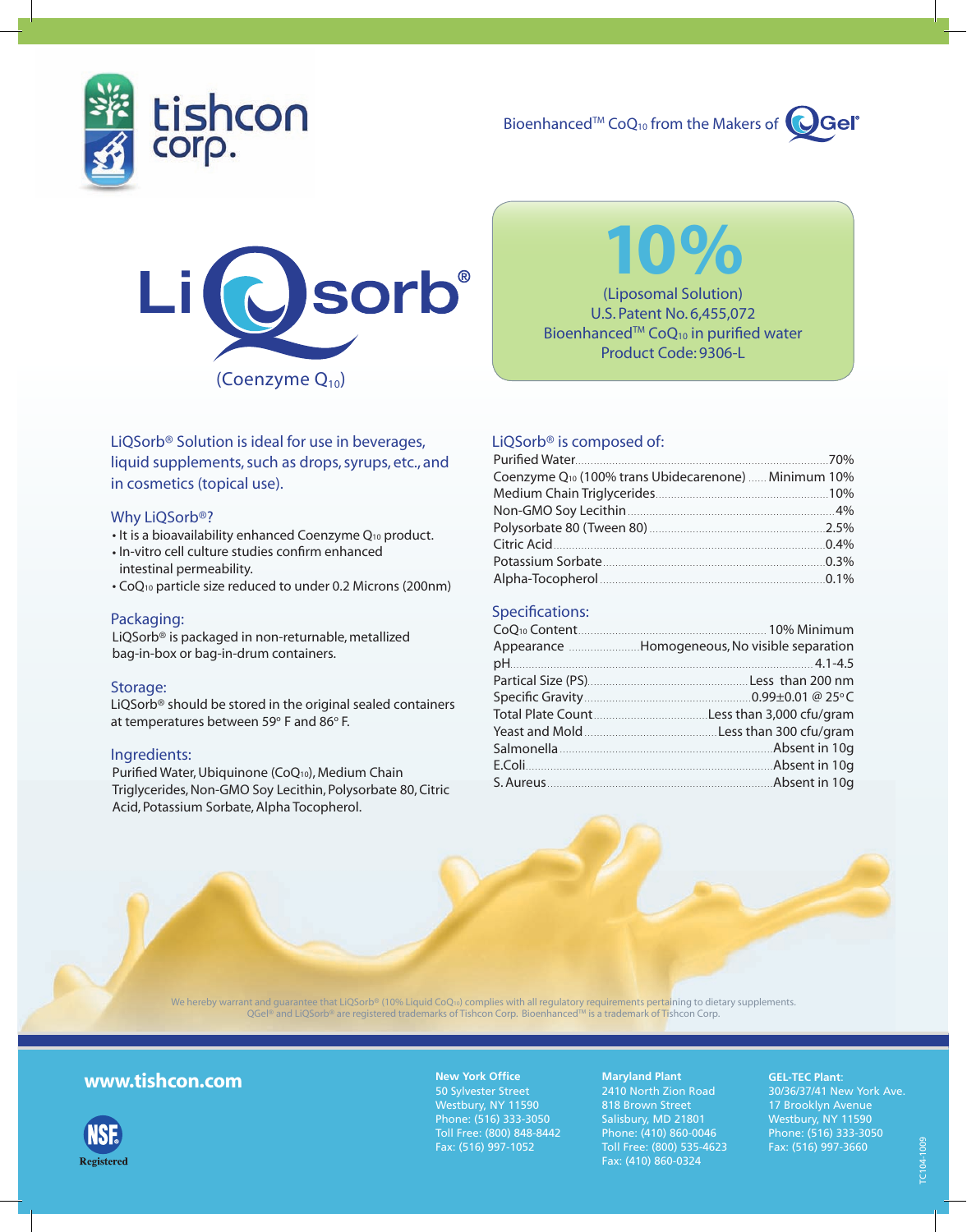# tishcon corp.

Bioenhanced™ $CoQ_{10}$ from the Makers of QGel®

# LiQsorb®

(Coenzyme $Q_{10}$)

**10%**

(Liposomal Solution)
U.S. Patent No. 6,455,072
Bioenhanced™ $CoQ_{10}$ in purified water
Product Code: 9306-L

LiQSorb® Solution is ideal for use in beverages, liquid supplements, such as drops, syrups, etc., and in cosmetics (topical use).

## Why LiQSorb®?

- It is a bioavailability enhanced Coenzyme $Q_{10}$ product.
- In-vitro cell culture studies confirm enhanced intestinal permeability.
- $CoQ_{10}$ particle size reduced to under 0.2 Microns (200nm)

## Packaging:

LiQSorb® is packaged in non-returnable, metallized bag-in-box or bag-in-drum containers.

## Storage:

LiQSorb® should be stored in the original sealed containers at temperatures between 59° F and 86° F.

## Ingredients:

Purified Water, Ubiquinone ($CoQ_{10}$), Medium Chain Triglycerides, Non-GMO Soy Lecithin, Polysorbate 80, Citric Acid, Potassium Sorbate, Alpha Tocopherol.

## LiQSorb® is composed of:

| Component | Amount |
|---|---|
| Purified Water | 70% |
| Coenzyme $Q_{10}$ (100% trans Ubidecarenone) | Minimum 10% |
| Medium Chain Triglycerides | 10% |
| Non-GMO Soy Lecithin | 4% |
| Polysorbate 80 (Tween 80) | 2.5% |
| Citric Acid | 0.4% |
| Potassium Sorbate | 0.3% |
| Alpha-Tocopherol | 0.1% |

## Specifications:

| Specification | Value |
|---|---|
| $CoQ_{10}$ Content | 10% Minimum |
| Appearance | Homogeneous, No visible separation |
| pH | 4.1-4.5 |
| Partical Size (PS) | Less than 200 nm |
| Specific Gravity | 0.99±0.01 @ 25°C |
| Total Plate Count | Less than 3,000 cfu/gram |
| Yeast and Mold | Less than 300 cfu/gram |
| Salmonella | Absent in 10g |
| E.Coli | Absent in 10g |
| S. Aureus | Absent in 10g |

We hereby warrant and guarantee that LiQSorb® (10% Liquid $CoQ_{10}$) complies with all regulatory requirements pertaining to dietary supplements.
QGel® and LiQSorb® are registered trademarks of Tishcon Corp. Bioenhanced™ is a trademark of Tishcon Corp.

**www.tishcon.com**

NSF Registered

**New York Office**
50 Sylvester Street
Westbury, NY 11590
Phone: (516) 333-3050
Toll Free: (800) 848-8442
Fax: (516) 997-1052

**Maryland Plant**
2410 North Zion Road
818 Brown Street
Salisbury, MD 21801
Phone: (410) 860-0046
Toll Free: (800) 535-4623
Fax: (410) 860-0324

**GEL-TEC Plant:**
30/36/37/41 New York Ave.
17 Brooklyn Avenue
Westbury, NY 11590
Phone: (516) 333-3050
Fax: (516) 997-3660

TC104-1009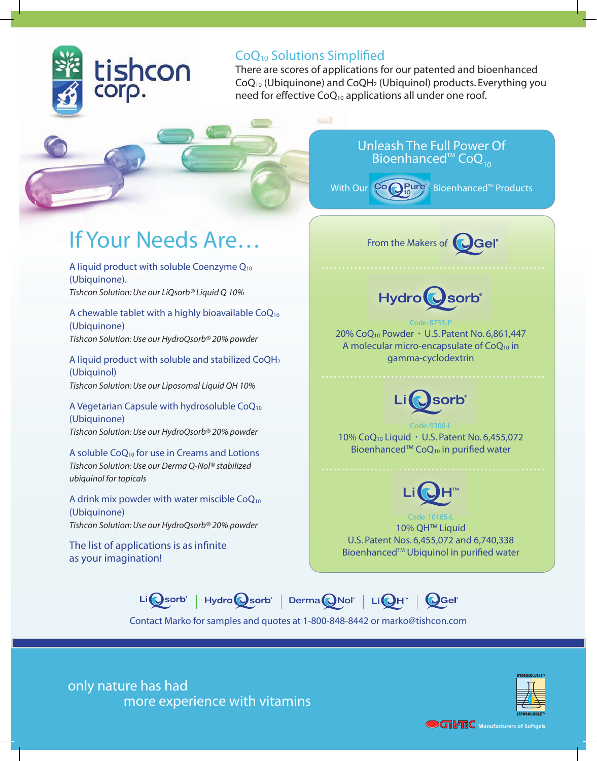tishcon corp.

## $CoQ_{10}$ Solutions Simplified

There are scores of applications for our patented and bioenhanced $CoQ_{10}$ (Ubiquinone) and $CoQH_2$ (Ubiquinol) products. Everything you need for effective $CoQ_{10}$ applications all under one roof.

## Unleash The Full Power Of Bioenhanced™ $CoQ_{10}$

With Our CoQ10 Pure® Bioenhanced™ Products

# If Your Needs Are…

A liquid product with soluble Coenzyme $Q_{10}$ (Ubiquinone).
*Tishcon Solution: Use our LiQsorb® Liquid Q 10%*

A chewable tablet with a highly bioavailable $CoQ_{10}$ (Ubiquinone)
*Tishcon Solution: Use our HydroQsorb® 20% powder*

A liquid product with soluble and stabilized $CoQH_2$ (Ubiquinol)
*Tishcon Solution: Use our Liposomal Liquid QH 10%*

A Vegetarian Capsule with hydrosoluble $CoQ_{10}$ (Ubiquinone)
*Tishcon Solution: Use our HydroQsorb® 20% powder*

A soluble $CoQ_{10}$ for use in Creams and Lotions
*Tishcon Solution: Use our Derma Q-Nol® stabilized ubiquinol for topicals*

A drink mix powder with water miscible $CoQ_{10}$ (Ubiquinone)
*Tishcon Solution: Use our HydroQsorb® 20% powder*

The list of applications is as infinite as your imagination!

From the Makers of QGel®

**HydroQsorb®**

Code: 8733-P

20% $CoQ_{10}$ Powder · U.S. Patent No. 6,861,447
A molecular micro-encapsulate of $CoQ_{10}$ in gamma-cyclodextrin

**LiQsorb®**

Code: 9306-L

10% $CoQ_{10}$ Liquid · U.S. Patent No. 6,455,072
Bioenhanced™ $CoQ_{10}$ in purified water

**LiQH™**

Code: 10165-L

10% QH™ Liquid
U.S. Patent Nos. 6,455,072 and 6,740,338
Bioenhanced™ Ubiquinol in purified water

LiQsorb® | HydroQsorb® | DermaQNol® | LiQH™ | QGel®

Contact Marko for samples and quotes at 1-800-848-8442 or marko@tishcon.com

only nature has had
more experience with vitamins

HYDROSOLUBLE™ LIPOSOLUBLE™

GEL-TEC Manufacturers of Softgels